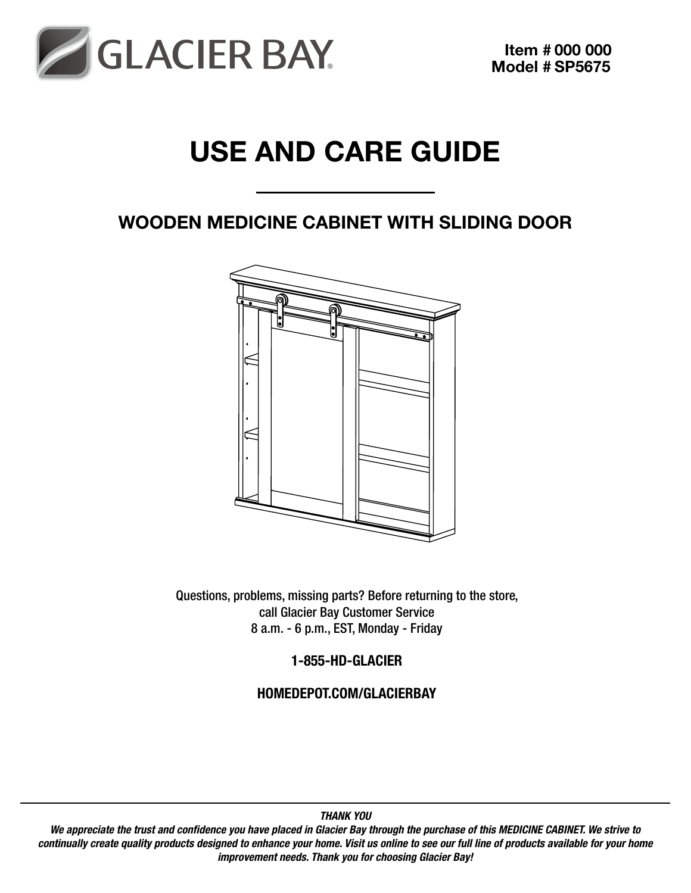GLACIER BAY®

**Item # 000 000**
**Model # SP5675**

# USE AND CARE GUIDE

## WOODEN MEDICINE CABINET WITH SLIDING DOOR

Questions, problems, missing parts? Before returning to the store,
call Glacier Bay Customer Service
8 a.m. - 6 p.m., EST, Monday - Friday

**1-855-HD-GLACIER**

**HOMEDEPOT.COM/GLACIERBAY**

***THANK YOU***

***We appreciate the trust and confidence you have placed in Glacier Bay through the purchase of this MEDICINE CABINET. We strive to continually create quality products designed to enhance your home. Visit us online to see our full line of products available for your home improvement needs. Thank you for choosing Glacier Bay!***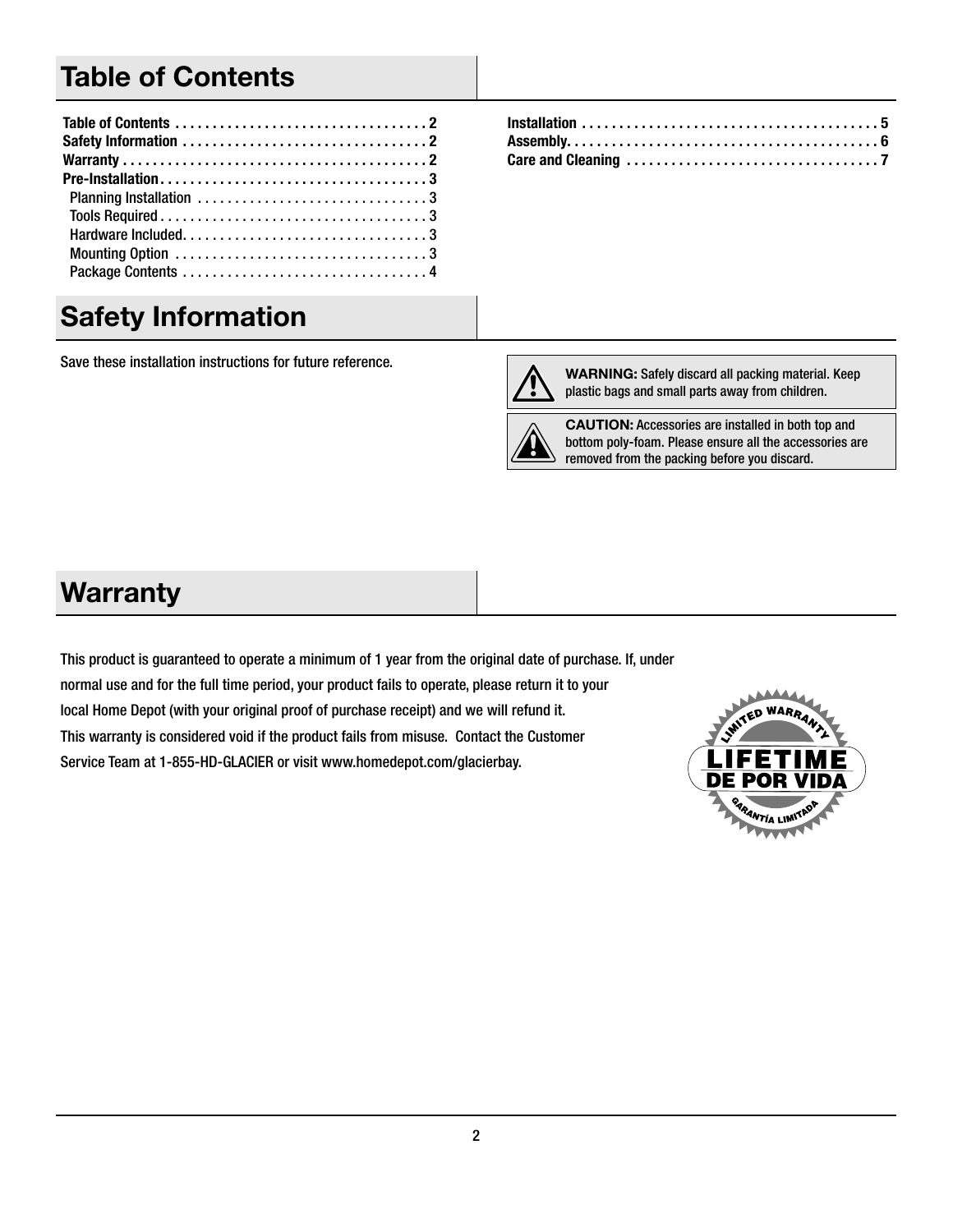## Table of Contents

Table of Contents . . . . . . . . . . . . . . . . . . . . . . . . . . . . . . . . . . 2
Safety Information . . . . . . . . . . . . . . . . . . . . . . . . . . . . . . . . . 2
Warranty . . . . . . . . . . . . . . . . . . . . . . . . . . . . . . . . . . . . . . . . . 2
Pre-Installation . . . . . . . . . . . . . . . . . . . . . . . . . . . . . . . . . . . . 3
- Planning Installation . . . . . . . . . . . . . . . . . . . . . . . . . . . . . . . 3
- Tools Required . . . . . . . . . . . . . . . . . . . . . . . . . . . . . . . . . . . . 3
- Hardware Included. . . . . . . . . . . . . . . . . . . . . . . . . . . . . . . . . 3
- Mounting Option . . . . . . . . . . . . . . . . . . . . . . . . . . . . . . . . . . 3
- Package Contents . . . . . . . . . . . . . . . . . . . . . . . . . . . . . . . . . 4

Installation . . . . . . . . . . . . . . . . . . . . . . . . . . . . . . . . . . . . . . . 5
Assembly. . . . . . . . . . . . . . . . . . . . . . . . . . . . . . . . . . . . . . . . . 6
Care and Cleaning . . . . . . . . . . . . . . . . . . . . . . . . . . . . . . . . . 7

## Safety Information

Save these installation instructions for future reference.

**WARNING:** Safely discard all packing material. Keep plastic bags and small parts away from children.

**CAUTION:** Accessories are installed in both top and bottom poly-foam. Please ensure all the accessories are removed from the packing before you discard.

## Warranty

This product is guaranteed to operate a minimum of 1 year from the original date of purchase. If, under normal use and for the full time period, your product fails to operate, please return it to your local Home Depot (with your original proof of purchase receipt) and we will refund it.
This warranty is considered void if the product fails from misuse. Contact the Customer Service Team at 1-855-HD-GLACIER or visit www.homedepot.com/glacierbay.

LIMITED WARRANTY
LIFETIME
DE POR VIDA
GARANTÍA LIMITADA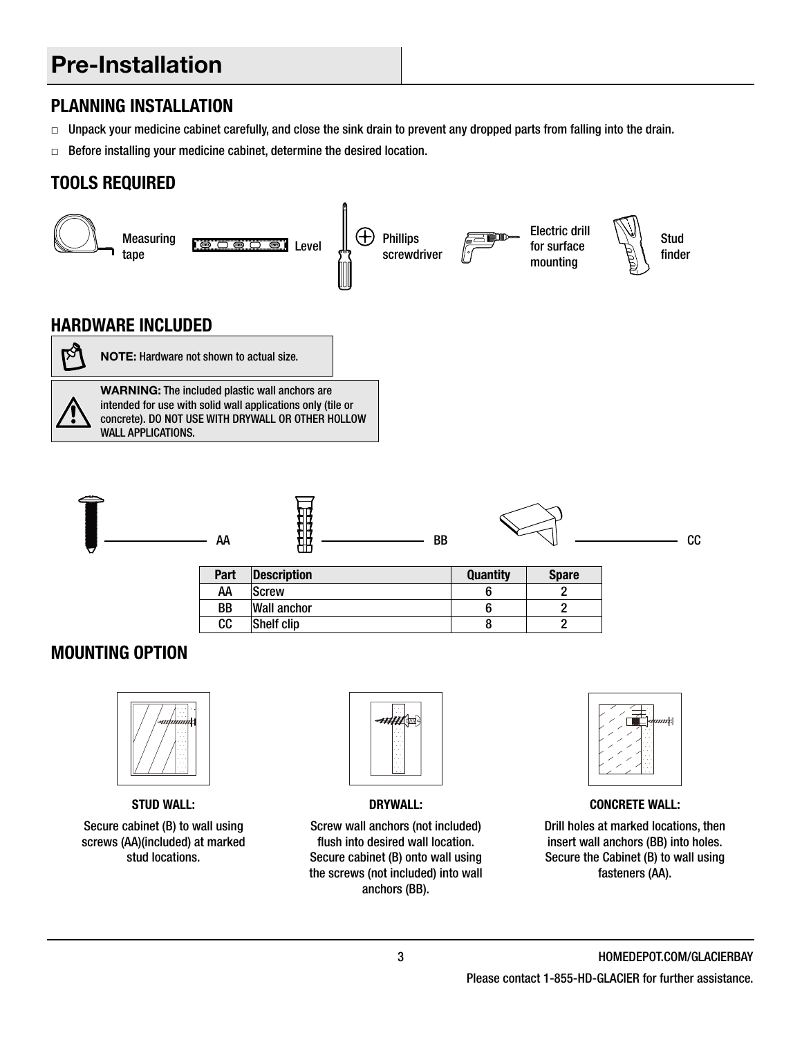# Pre-Installation

## PLANNING INSTALLATION

- ☐ Unpack your medicine cabinet carefully, and close the sink drain to prevent any dropped parts from falling into the drain.
- ☐ Before installing your medicine cabinet, determine the desired location.

## TOOLS REQUIRED

Measuring tape | Level | Phillips screwdriver | Electric drill for surface mounting | Stud finder

## HARDWARE INCLUDED

**NOTE:** Hardware not shown to actual size.

**WARNING:** The included plastic wall anchors are intended for use with solid wall applications only (tile or concrete). DO NOT USE WITH DRYWALL OR OTHER HOLLOW WALL APPLICATIONS.

AA — BB — CC

| Part | Description | Quantity | Spare |
|---|---|---|---|
| AA | Screw | 6 | 2 |
| BB | Wall anchor | 6 | 2 |
| CC | Shelf clip | 8 | 2 |

## MOUNTING OPTION

**STUD WALL:**

Secure cabinet (B) to wall using screws (AA)(included) at marked stud locations.

**DRYWALL:**

Screw wall anchors (not included) flush into desired wall location. Secure cabinet (B) onto wall using the screws (not included) into wall anchors (BB).

**CONCRETE WALL:**

Drill holes at marked locations, then insert wall anchors (BB) into holes. Secure the Cabinet (B) to wall using fasteners (AA).

HOMEDEPOT.COM/GLACIERBAY

Please contact 1-855-HD-GLACIER for further assistance.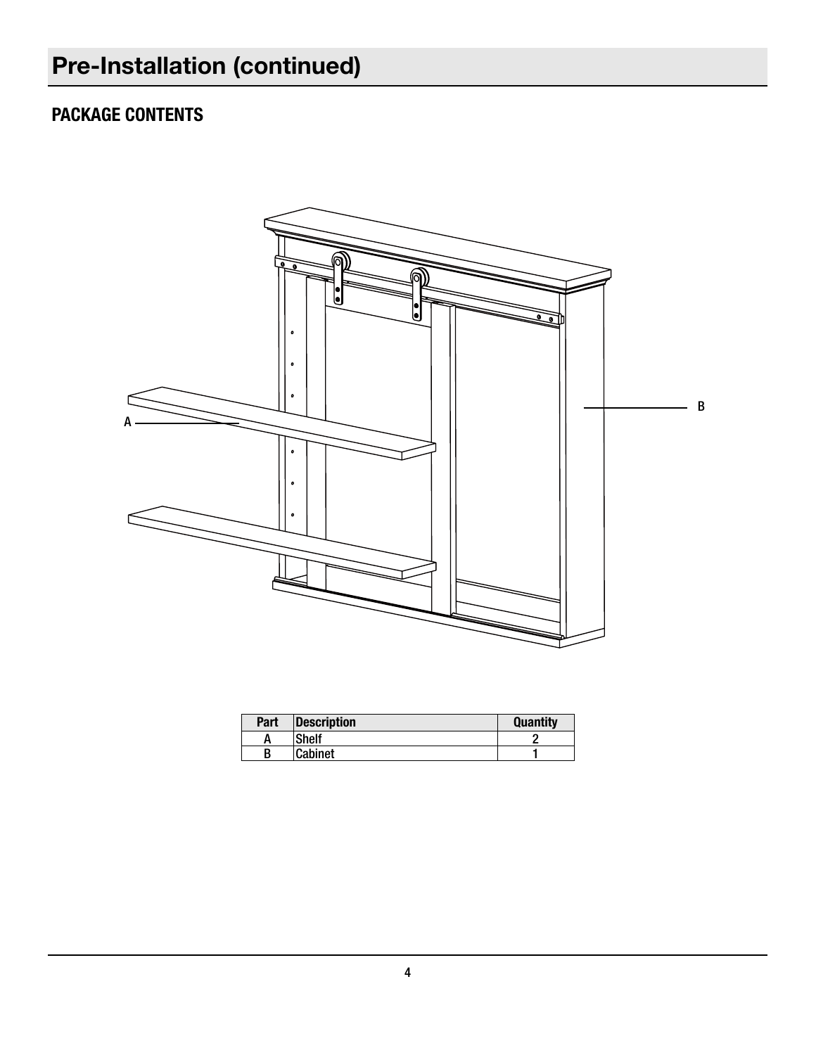# Pre-Installation (continued)

## PACKAGE CONTENTS

| Part | Description | Quantity |
|---|---|---|
| A | Shelf | 2 |
| B | Cabinet | 1 |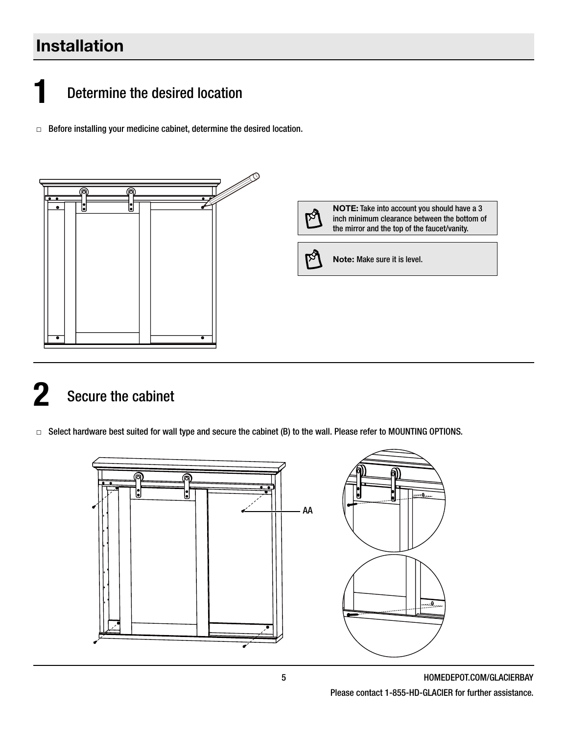# Installation

## 1 Determine the desired location

- □ Before installing your medicine cabinet, determine the desired location.

**NOTE:** Take into account you should have a 3 inch minimum clearance between the bottom of the mirror and the top of the faucet/vanity.

**Note:** Make sure it is level.

## 2 Secure the cabinet

- □ Select hardware best suited for wall type and secure the cabinet (B) to the wall. Please refer to MOUNTING OPTIONS.

AA

HOMEDEPOT.COM/GLACIERBAY

Please contact 1-855-HD-GLACIER for further assistance.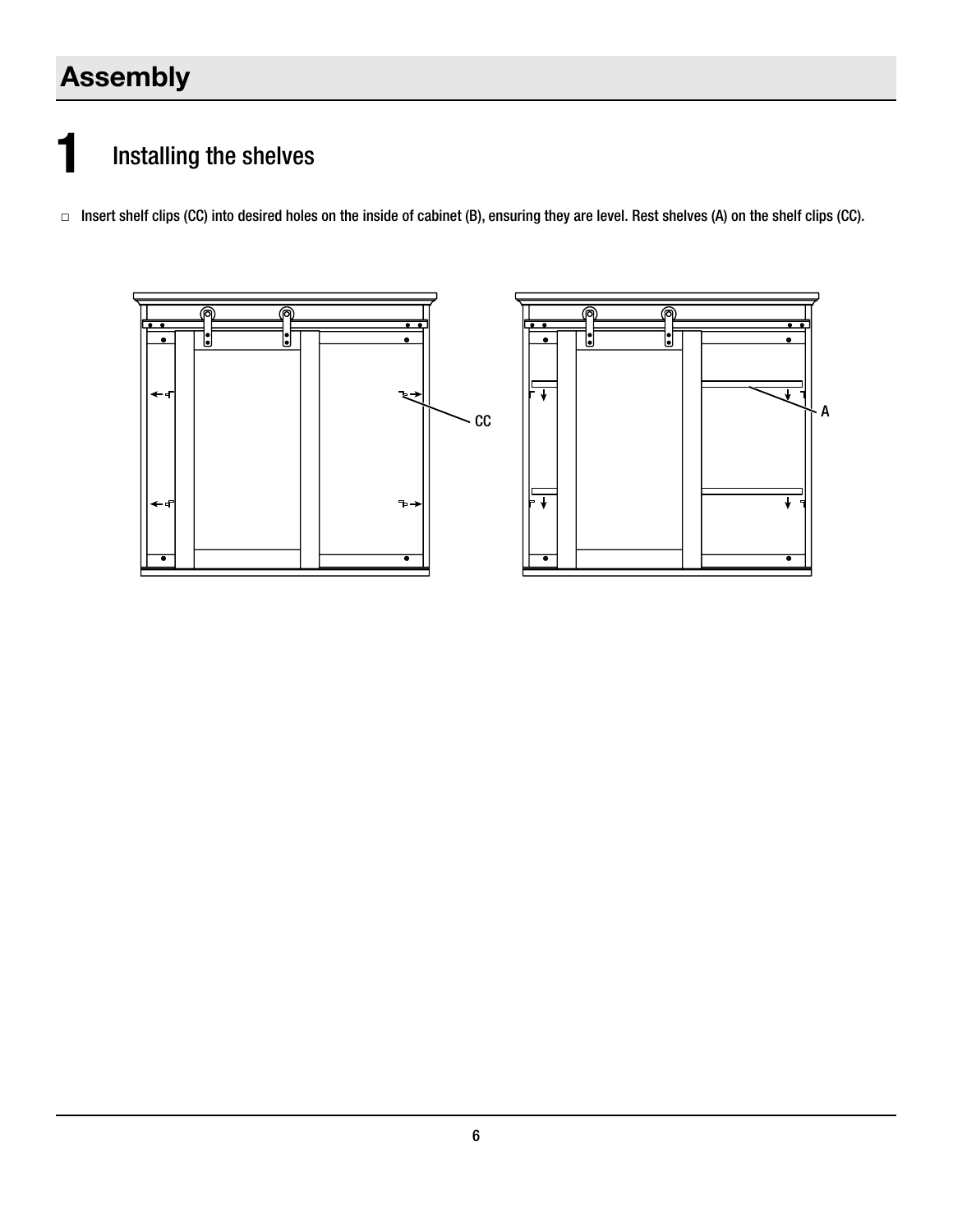# Assembly

## 1 Installing the shelves

- □ Insert shelf clips (CC) into desired holes on the inside of cabinet (B), ensuring they are level. Rest shelves (A) on the shelf clips (CC).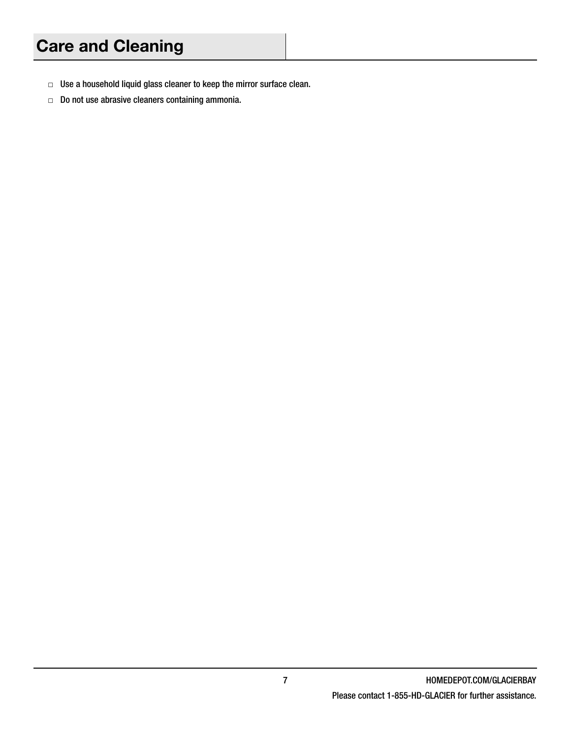# Care and Cleaning

- ☐ Use a household liquid glass cleaner to keep the mirror surface clean.
- ☐ Do not use abrasive cleaners containing ammonia.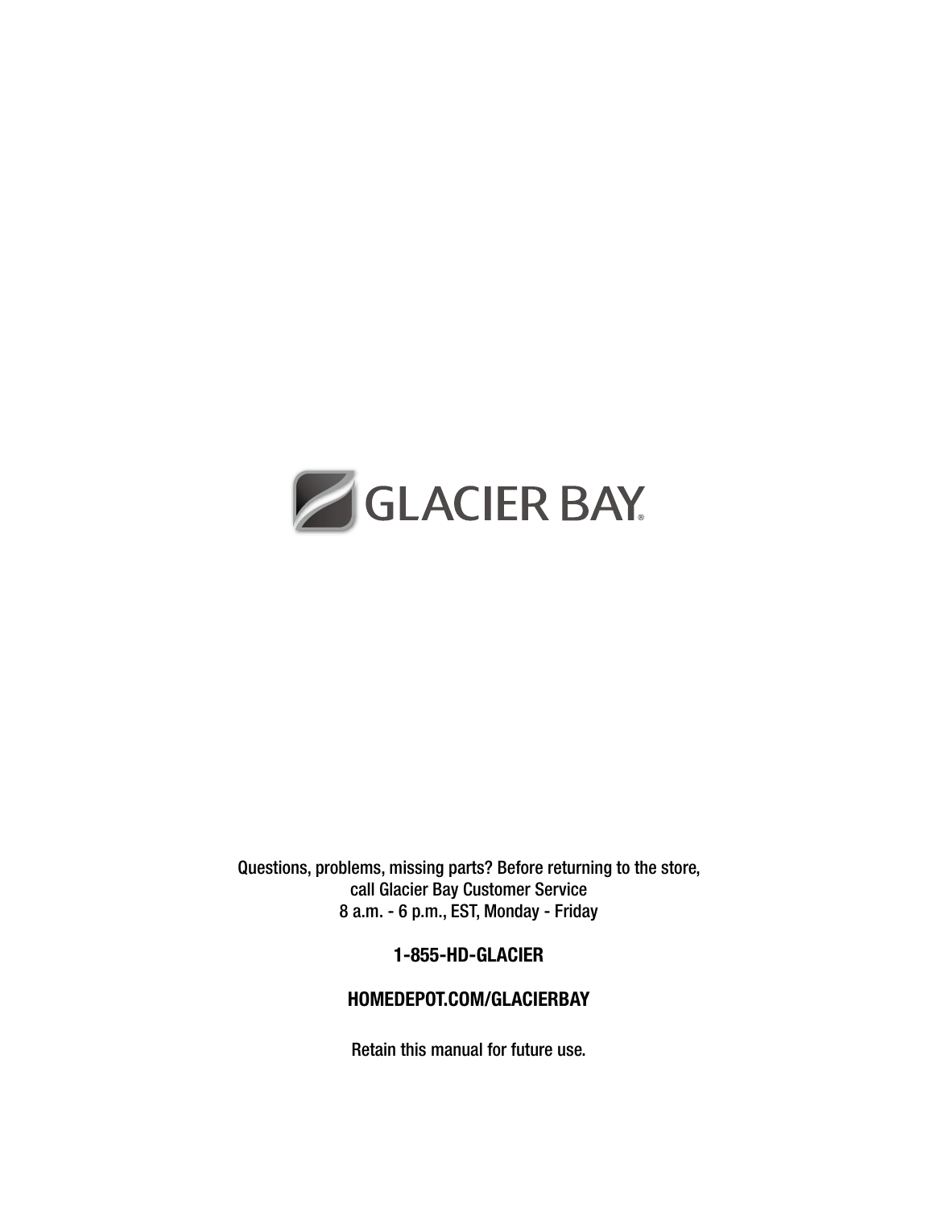GLACIER BAY®

Questions, problems, missing parts? Before returning to the store,
call Glacier Bay Customer Service
8 a.m. - 6 p.m., EST, Monday - Friday

**1-855-HD-GLACIER**

**HOMEDEPOT.COM/GLACIERBAY**

Retain this manual for future use.